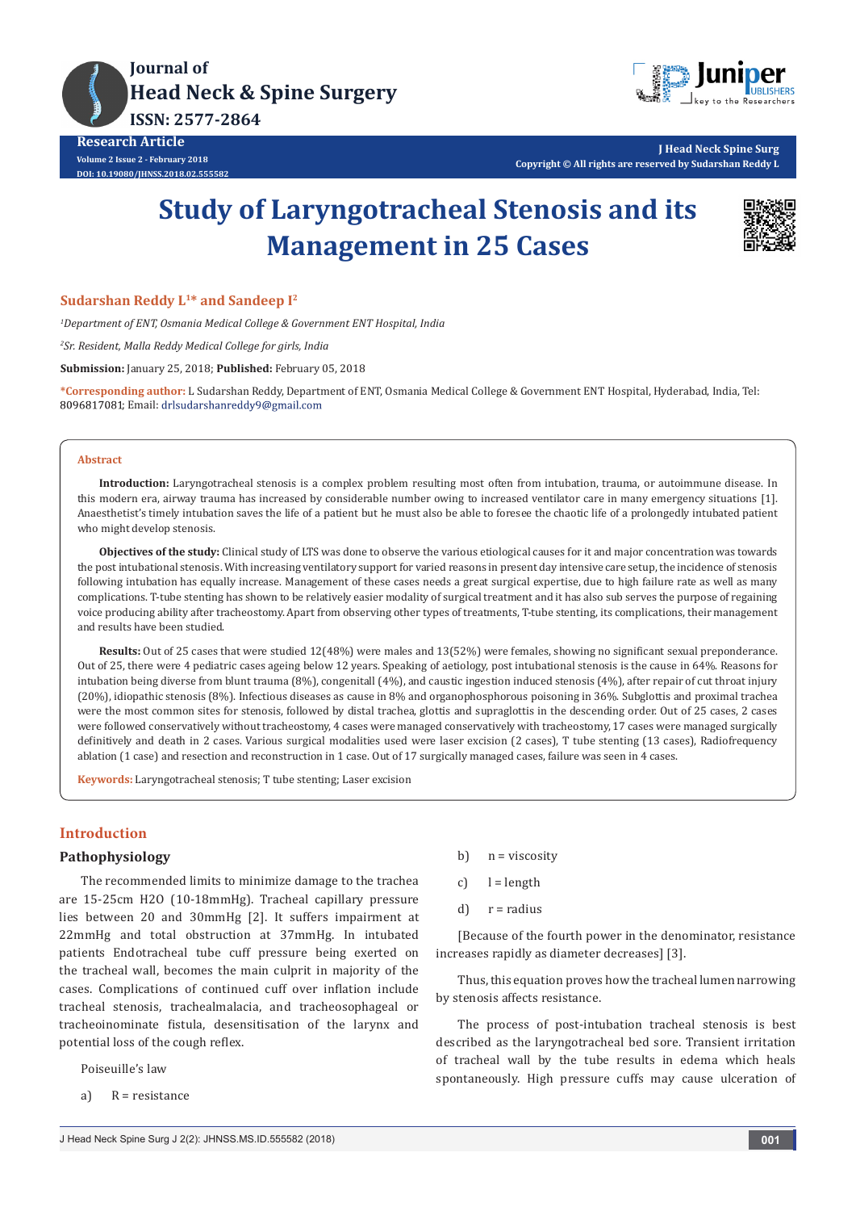# Study of Laryngotracheal Stenosis and its Management in 25 Cases

**Sudarshan Reddy L[1]* and Sandeep I[2]**

*[1]Department of ENT, Osmania Medical College & Government ENT Hospital, India*

*[2]Sr. Resident, Malla Reddy Medical College for girls, India*

**Submission:** January 25, 2018; **Published:** February 05, 2018

***Corresponding author:** L Sudarshan Reddy, Department of ENT, Osmania Medical College & Government ENT Hospital, Hyderabad, India, Tel: 8096817081; Email: drlsudarshanreddy9@gmail.com

## Abstract

**Introduction:** Laryngotracheal stenosis is a complex problem resulting most often from intubation, trauma, or autoimmune disease. In this modern era, airway trauma has increased by considerable number owing to increased ventilator care in many emergency situations [1]. Anaesthetist's timely intubation saves the life of a patient but he must also be able to foresee the chaotic life of a prolongedly intubated patient who might develop stenosis.

**Objectives of the study:** Clinical study of LTS was done to observe the various etiological causes for it and major concentration was towards the post intubational stenosis. With increasing ventilatory support for varied reasons in present day intensive care setup, the incidence of stenosis following intubation has equally increase. Management of these cases needs a great surgical expertise, due to high failure rate as well as many complications. T-tube stenting has shown to be relatively easier modality of surgical treatment and it has also sub serves the purpose of regaining voice producing ability after tracheostomy. Apart from observing other types of treatments, T-tube stenting, its complications, their management and results have been studied.

**Results:** Out of 25 cases that were studied 12(48%) were males and 13(52%) were females, showing no significant sexual preponderance. Out of 25, there were 4 pediatric cases ageing below 12 years. Speaking of aetiology, post intubational stenosis is the cause in 64%. Reasons for intubation being diverse from blunt trauma (8%), congenitall (4%), and caustic ingestion induced stenosis (4%), after repair of cut throat injury (20%), idiopathic stenosis (8%). Infectious diseases as cause in 8% and organophosphorous poisoning in 36%. Subglottis and proximal trachea were the most common sites for stenosis, followed by distal trachea, glottis and supraglottis in the descending order. Out of 25 cases, 2 cases were followed conservatively without tracheostomy, 4 cases were managed conservatively with tracheostomy, 17 cases were managed surgically definitively and death in 2 cases. Various surgical modalities used were laser excision (2 cases), T tube stenting (13 cases), Radiofrequency ablation (1 case) and resection and reconstruction in 1 case. Out of 17 surgically managed cases, failure was seen in 4 cases.

**Keywords:** Laryngotracheal stenosis; T tube stenting; Laser excision

## Introduction

### Pathophysiology

The recommended limits to minimize damage to the trachea are 15-25cm H2O (10-18mmHg). Tracheal capillary pressure lies between 20 and 30mmHg [2]. It suffers impairment at 22mmHg and total obstruction at 37mmHg. In intubated patients Endotracheal tube cuff pressure being exerted on the tracheal wall, becomes the main culprit in majority of the cases. Complications of continued cuff over inflation include tracheal stenosis, trachealmalacia, and tracheosophageal or tracheoinominate fistula, desensitisation of the larynx and potential loss of the cough reflex.

Poiseuille's law

a) R = resistance

b) n = viscosity

c) l = length

d) r = radius

[Because of the fourth power in the denominator, resistance increases rapidly as diameter decreases] [3].

Thus, this equation proves how the tracheal lumen narrowing by stenosis affects resistance.

The process of post-intubation tracheal stenosis is best described as the laryngotracheal bed sore. Transient irritation of tracheal wall by the tube results in edema which heals spontaneously. High pressure cuffs may cause ulceration of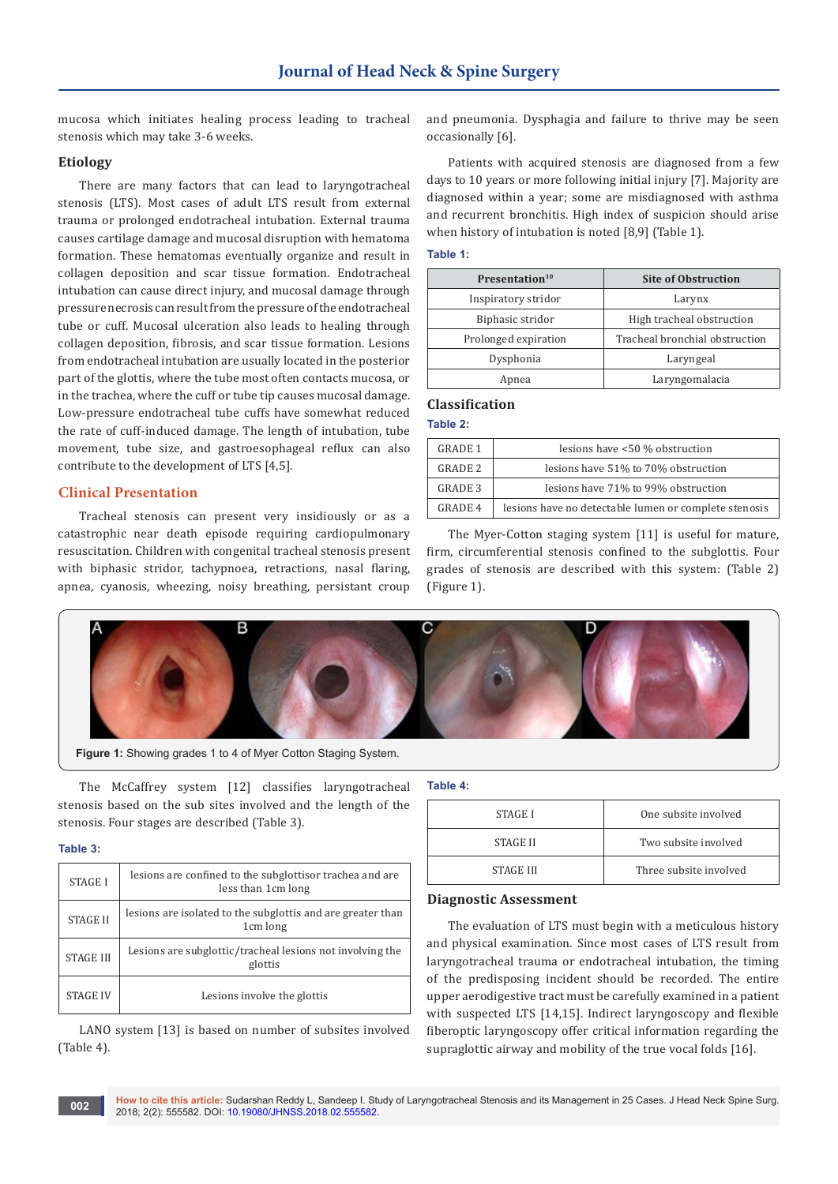mucosa which initiates healing process leading to tracheal stenosis which may take 3-6 weeks.

### Etiology

There are many factors that can lead to laryngotracheal stenosis (LTS). Most cases of adult LTS result from external trauma or prolonged endotracheal intubation. External trauma causes cartilage damage and mucosal disruption with hematoma formation. These hematomas eventually organize and result in collagen deposition and scar tissue formation. Endotracheal intubation can cause direct injury, and mucosal damage through pressure necrosis can result from the pressure of the endotracheal tube or cuff. Mucosal ulceration also leads to healing through collagen deposition, fibrosis, and scar tissue formation. Lesions from endotracheal intubation are usually located in the posterior part of the glottis, where the tube most often contacts mucosa, or in the trachea, where the cuff or tube tip causes mucosal damage. Low-pressure endotracheal tube cuffs have somewhat reduced the rate of cuff-induced damage. The length of intubation, tube movement, tube size, and gastroesophageal reflux can also contribute to the development of LTS [4,5].

## Clinical Presentation

Tracheal stenosis can present very insidiously or as a catastrophic near death episode requiring cardiopulmonary resuscitation. Children with congenital tracheal stenosis present with biphasic stridor, tachypnoea, retractions, nasal flaring, apnea, cyanosis, wheezing, noisy breathing, persistant croup and pneumonia. Dysphagia and failure to thrive may be seen occasionally [6].

Patients with acquired stenosis are diagnosed from a few days to 10 years or more following initial injury [7]. Majority are diagnosed within a year; some are misdiagnosed with asthma and recurrent bronchitis. High index of suspicion should arise when history of intubation is noted [8,9] (Table 1).

**Table 1:**

| Presentation[10] | Site of Obstruction |
|---|---|
| Inspiratory stridor | Larynx |
| Biphasic stridor | High tracheal obstruction |
| Prolonged expiration | Tracheal bronchial obstruction |
| Dysphonia | Laryngeal |
| Apnea | Laryngomalacia |

### Classification

**Table 2:**

| | |
|---|---|
| GRADE 1 | lesions have <50 % obstruction |
| GRADE 2 | lesions have 51% to 70% obstruction |
| GRADE 3 | lesions have 71% to 99% obstruction |
| GRADE 4 | lesions have no detectable lumen or complete stenosis |

The Myer-Cotton staging system [11] is useful for mature, firm, circumferential stenosis confined to the subglottis. Four grades of stenosis are described with this system: (Table 2) (Figure 1).

**Figure 1:** Showing grades 1 to 4 of Myer Cotton Staging System.

The McCaffrey system [12] classifies laryngotracheal stenosis based on the sub sites involved and the length of the stenosis. Four stages are described (Table 3).

**Table 3:**

| | |
|---|---|
| STAGE I | lesions are confined to the subglottisor trachea and are less than 1cm long |
| STAGE II | lesions are isolated to the subglottis and are greater than 1cm long |
| STAGE III | Lesions are subglottic/tracheal lesions not involving the glottis |
| STAGE IV | Lesions involve the glottis |

LANO system [13] is based on number of subsites involved (Table 4).

**Table 4:**

| | |
|---|---|
| STAGE I | One subsite involved |
| STAGE II | Two subsite involved |
| STAGE III | Three subsite involved |

### Diagnostic Assessment

The evaluation of LTS must begin with a meticulous history and physical examination. Since most cases of LTS result from laryngotracheal trauma or endotracheal intubation, the timing of the predisposing incident should be recorded. The entire upper aerodigestive tract must be carefully examined in a patient with suspected LTS [14,15]. Indirect laryngoscopy and flexible fiberoptic laryngoscopy offer critical information regarding the supraglottic airway and mobility of the true vocal folds [16].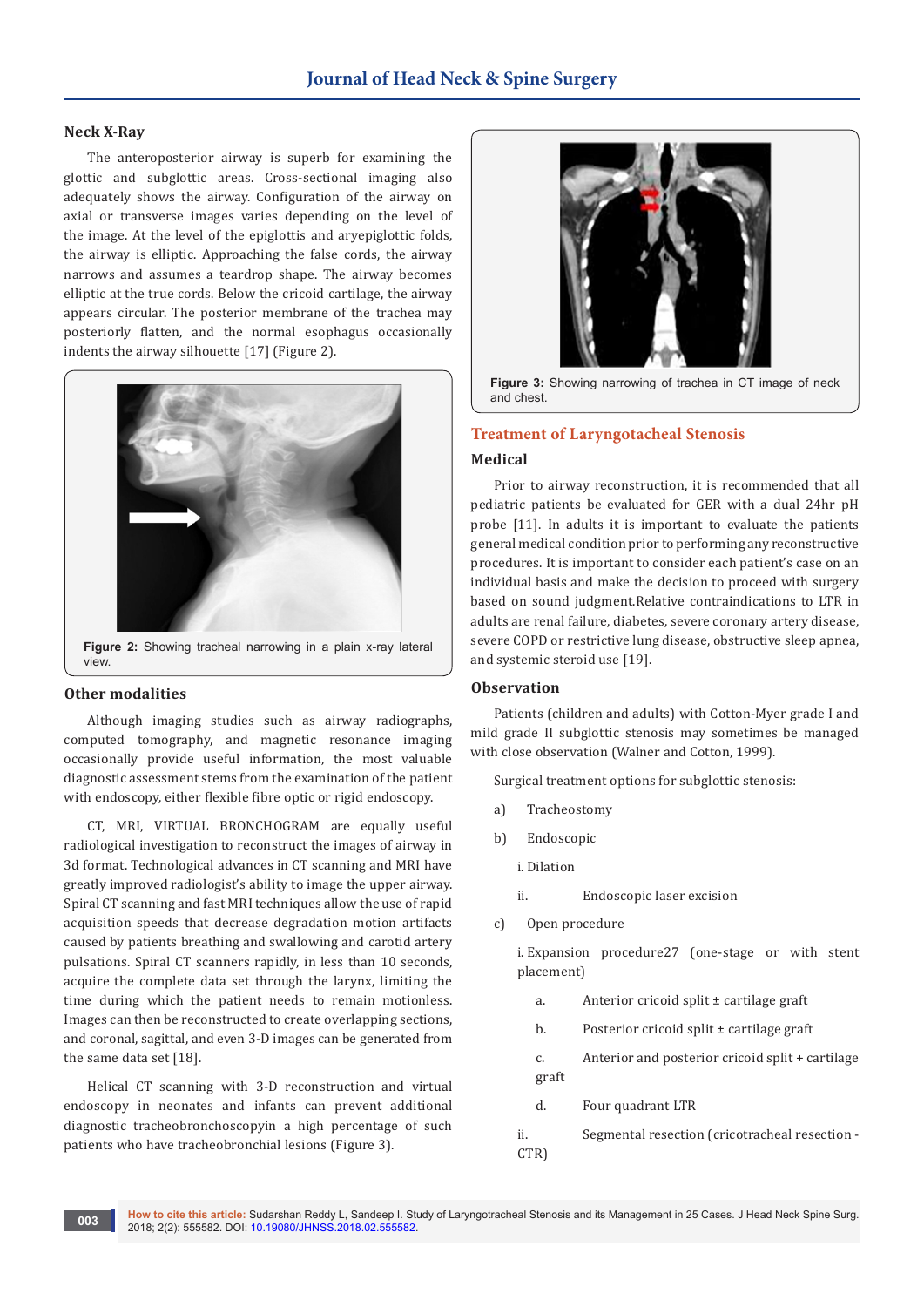## Neck X-Ray

The anteroposterior airway is superb for examining the glottic and subglottic areas. Cross-sectional imaging also adequately shows the airway. Configuration of the airway on axial or transverse images varies depending on the level of the image. At the level of the epiglottis and aryepiglottic folds, the airway is elliptic. Approaching the false cords, the airway narrows and assumes a teardrop shape. The airway becomes elliptic at the true cords. Below the cricoid cartilage, the airway appears circular. The posterior membrane of the trachea may posteriorly flatten, and the normal esophagus occasionally indents the airway silhouette [17] (Figure 2).

**Figure 2:** Showing tracheal narrowing in a plain x-ray lateral view.

## Other modalities

Although imaging studies such as airway radiographs, computed tomography, and magnetic resonance imaging occasionally provide useful information, the most valuable diagnostic assessment stems from the examination of the patient with endoscopy, either flexible fibre optic or rigid endoscopy.

CT, MRI, VIRTUAL BRONCHOGRAM are equally useful radiological investigation to reconstruct the images of airway in 3d format. Technological advances in CT scanning and MRI have greatly improved radiologist's ability to image the upper airway. Spiral CT scanning and fast MRI techniques allow the use of rapid acquisition speeds that decrease degradation motion artifacts caused by patients breathing and swallowing and carotid artery pulsations. Spiral CT scanners rapidly, in less than 10 seconds, acquire the complete data set through the larynx, limiting the time during which the patient needs to remain motionless. Images can then be reconstructed to create overlapping sections, and coronal, sagittal, and even 3-D images can be generated from the same data set [18].

Helical CT scanning with 3-D reconstruction and virtual endoscopy in neonates and infants can prevent additional diagnostic tracheobronchoscopyin a high percentage of such patients who have tracheobronchial lesions (Figure 3).

**Figure 3:** Showing narrowing of trachea in CT image of neck and chest.

## Treatment of Laryngotacheal Stenosis

### Medical

Prior to airway reconstruction, it is recommended that all pediatric patients be evaluated for GER with a dual 24hr pH probe [11]. In adults it is important to evaluate the patients general medical condition prior to performing any reconstructive procedures. It is important to consider each patient's case on an individual basis and make the decision to proceed with surgery based on sound judgment.Relative contraindications to LTR in adults are renal failure, diabetes, severe coronary artery disease, severe COPD or restrictive lung disease, obstructive sleep apnea, and systemic steroid use [19].

### Observation

Patients (children and adults) with Cotton-Myer grade I and mild grade II subglottic stenosis may sometimes be managed with close observation (Walner and Cotton, 1999).

Surgical treatment options for subglottic stenosis:

a) Tracheostomy

b) Endoscopic

i. Dilation

ii. Endoscopic laser excision

c) Open procedure

i. Expansion procedure27 (one-stage or with stent placement)

a. Anterior cricoid split ± cartilage graft

b. Posterior cricoid split ± cartilage graft

c. Anterior and posterior cricoid split + cartilage graft

d. Four quadrant LTR

ii. Segmental resection (cricotracheal resection - CTR)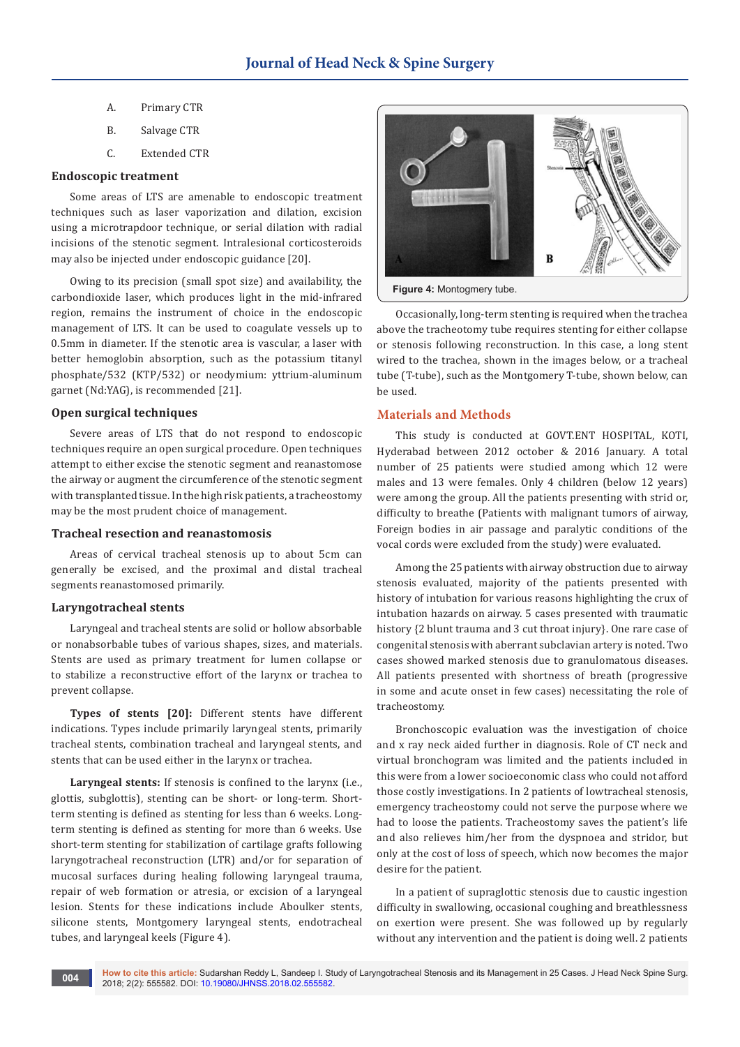A. Primary CTR

B. Salvage CTR

C. Extended CTR

### Endoscopic treatment

Some areas of LTS are amenable to endoscopic treatment techniques such as laser vaporization and dilation, excision using a microtrapdoor technique, or serial dilation with radial incisions of the stenotic segment. Intralesional corticosteroids may also be injected under endoscopic guidance [20].

Owing to its precision (small spot size) and availability, the carbondioxide laser, which produces light in the mid-infrared region, remains the instrument of choice in the endoscopic management of LTS. It can be used to coagulate vessels up to 0.5mm in diameter. If the stenotic area is vascular, a laser with better hemoglobin absorption, such as the potassium titanyl phosphate/532 (KTP/532) or neodymium: yttrium-aluminum garnet (Nd:YAG), is recommended [21].

### Open surgical techniques

Severe areas of LTS that do not respond to endoscopic techniques require an open surgical procedure. Open techniques attempt to either excise the stenotic segment and reanastomose the airway or augment the circumference of the stenotic segment with transplanted tissue. In the high risk patients, a tracheostomy may be the most prudent choice of management.

### Tracheal resection and reanastomosis

Areas of cervical tracheal stenosis up to about 5cm can generally be excised, and the proximal and distal tracheal segments reanastomosed primarily.

### Laryngotracheal stents

Laryngeal and tracheal stents are solid or hollow absorbable or nonabsorbable tubes of various shapes, sizes, and materials. Stents are used as primary treatment for lumen collapse or to stabilize a reconstructive effort of the larynx or trachea to prevent collapse.

**Types of stents [20]:** Different stents have different indications. Types include primarily laryngeal stents, primarily tracheal stents, combination tracheal and laryngeal stents, and stents that can be used either in the larynx or trachea.

**Laryngeal stents:** If stenosis is confined to the larynx (i.e., glottis, subglottis), stenting can be short- or long-term. Short-term stenting is defined as stenting for less than 6 weeks. Long-term stenting is defined as stenting for more than 6 weeks. Use short-term stenting for stabilization of cartilage grafts following laryngotracheal reconstruction (LTR) and/or for separation of mucosal surfaces during healing following laryngeal trauma, repair of web formation or atresia, or excision of a laryngeal lesion. Stents for these indications include Aboulker stents, silicone stents, Montgomery laryngeal stents, endotracheal tubes, and laryngeal keels (Figure 4).

**Figure 4:** Montogmery tube.

Occasionally, long-term stenting is required when the trachea above the tracheotomy tube requires stenting for either collapse or stenosis following reconstruction. In this case, a long stent wired to the trachea, shown in the images below, or a tracheal tube (T-tube), such as the Montgomery T-tube, shown below, can be used.

## Materials and Methods

This study is conducted at GOVT.ENT HOSPITAL, KOTI, Hyderabad between 2012 october & 2016 January. A total number of 25 patients were studied among which 12 were males and 13 were females. Only 4 children (below 12 years) were among the group. All the patients presenting with strid or, difficulty to breathe (Patients with malignant tumors of airway, Foreign bodies in air passage and paralytic conditions of the vocal cords were excluded from the study) were evaluated.

Among the 25 patients with airway obstruction due to airway stenosis evaluated, majority of the patients presented with history of intubation for various reasons highlighting the crux of intubation hazards on airway. 5 cases presented with traumatic history {2 blunt trauma and 3 cut throat injury}. One rare case of congenital stenosis with aberrant subclavian artery is noted. Two cases showed marked stenosis due to granulomatous diseases. All patients presented with shortness of breath (progressive in some and acute onset in few cases) necessitating the role of tracheostomy.

Bronchoscopic evaluation was the investigation of choice and x ray neck aided further in diagnosis. Role of CT neck and virtual bronchogram was limited and the patients included in this were from a lower socioeconomic class who could not afford those costly investigations. In 2 patients of lowtracheal stenosis, emergency tracheostomy could not serve the purpose where we had to loose the patients. Tracheostomy saves the patient's life and also relieves him/her from the dyspnoea and stridor, but only at the cost of loss of speech, which now becomes the major desire for the patient.

In a patient of supraglottic stenosis due to caustic ingestion difficulty in swallowing, occasional coughing and breathlessness on exertion were present. She was followed up by regularly without any intervention and the patient is doing well. 2 patients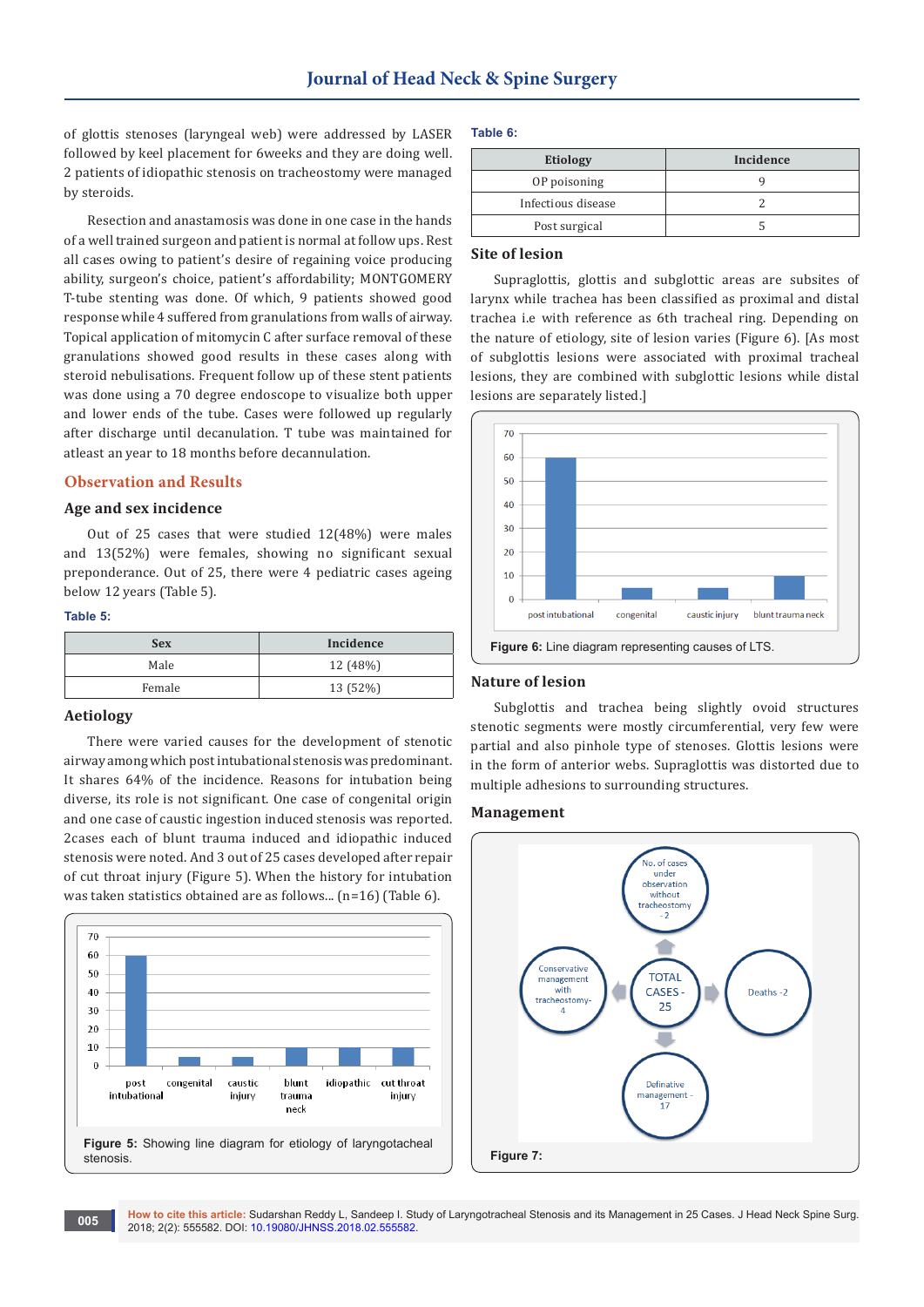of glottis stenoses (laryngeal web) were addressed by LASER followed by keel placement for 6weeks and they are doing well. 2 patients of idiopathic stenosis on tracheostomy were managed by steroids.

Resection and anastamosis was done in one case in the hands of a well trained surgeon and patient is normal at follow ups. Rest all cases owing to patient's desire of regaining voice producing ability, surgeon's choice, patient's affordability; MONTGOMERY T-tube stenting was done. Of which, 9 patients showed good response while 4 suffered from granulations from walls of airway. Topical application of mitomycin C after surface removal of these granulations showed good results in these cases along with steroid nebulisations. Frequent follow up of these stent patients was done using a 70 degree endoscope to visualize both upper and lower ends of the tube. Cases were followed up regularly after discharge until decanulation. T tube was maintained for atleast an year to 18 months before decannulation.

## Observation and Results

### Age and sex incidence

Out of 25 cases that were studied 12(48%) were males and 13(52%) were females, showing no significant sexual preponderance. Out of 25, there were 4 pediatric cases ageing below 12 years (Table 5).

**Table 5:**

| Sex | Incidence |
|---|---|
| Male | 12 (48%) |
| Female | 13 (52%) |

### Aetiology

There were varied causes for the development of stenotic airway among which post intubational stenosis was predominant. It shares 64% of the incidence. Reasons for intubation being diverse, its role is not significant. One case of congenital origin and one case of caustic ingestion induced stenosis was reported. 2cases each of blunt trauma induced and idiopathic induced stenosis were noted. And 3 out of 25 cases developed after repair of cut throat injury (Figure 5). When the history for intubation was taken statistics obtained are as follows... (n=16) (Table 6).

Figure 5: Showing line diagram for etiology of laryngotacheal stenosis.

**Table 6:**

| Etiology | Incidence |
|---|---|
| OP poisoning | 9 |
| Infectious disease | 2 |
| Post surgical | 5 |

### Site of lesion

Supraglottis, glottis and subglottic areas are subsites of larynx while trachea has been classified as proximal and distal trachea i.e with reference as 6th tracheal ring. Depending on the nature of etiology, site of lesion varies (Figure 6). [As most of subglottis lesions were associated with proximal tracheal lesions, they are combined with subglottic lesions while distal lesions are separately listed.]

Figure 6: Line diagram representing causes of LTS.

### Nature of lesion

Subglottis and trachea being slightly ovoid structures stenotic segments were mostly circumferential, very few were partial and also pinhole type of stenoses. Glottis lesions were in the form of anterior webs. Supraglottis was distorted due to multiple adhesions to surrounding structures.

### Management

Figure 7: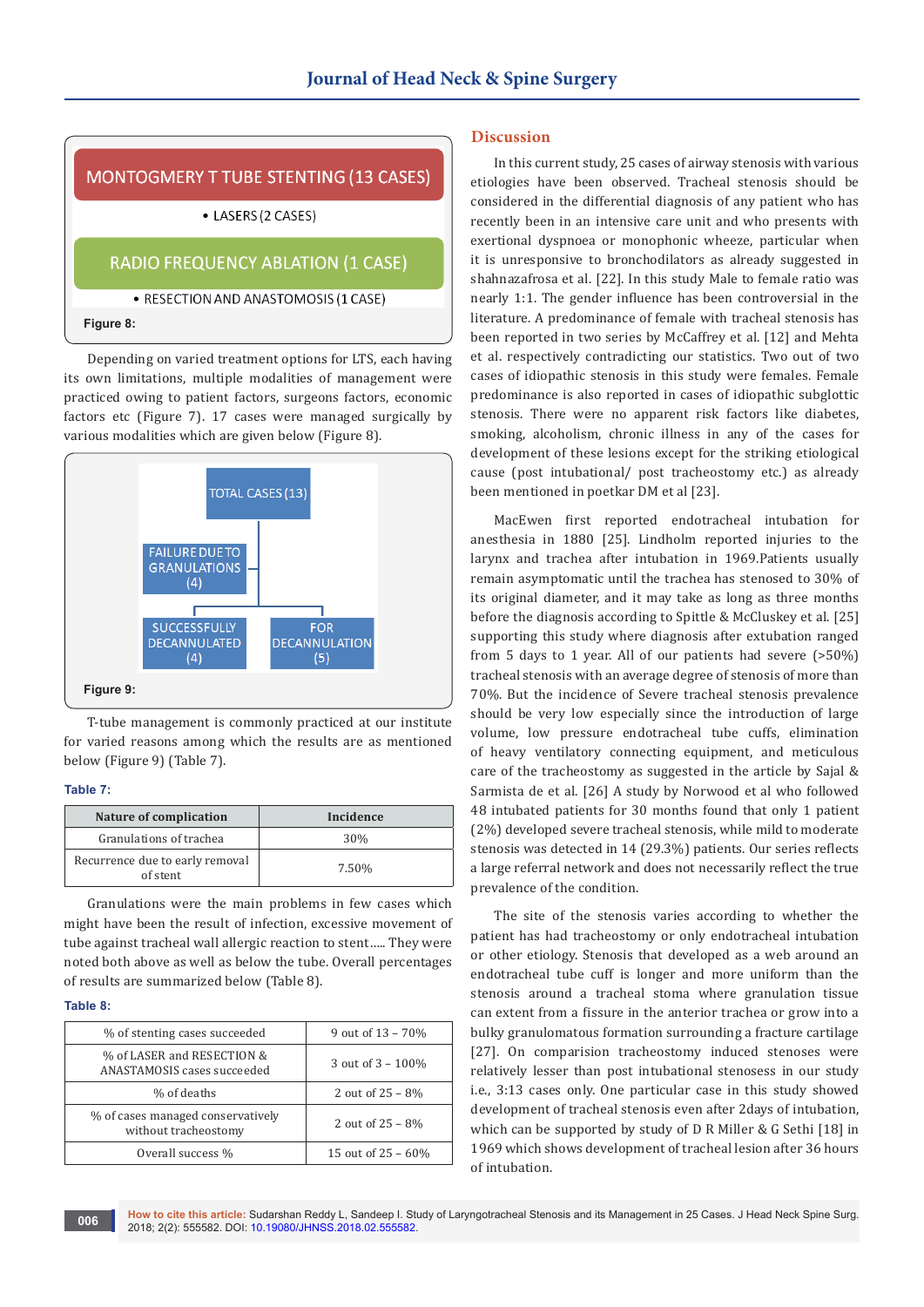MONTOGMERY T TUBE STENTING (13 CASES)

- LASERS (2 CASES)

RADIO FREQUENCY ABLATION (1 CASE)

- RESECTION AND ANASTOMOSIS (1 CASE)

**Figure 8:**

Depending on varied treatment options for LTS, each having its own limitations, multiple modalities of management were practiced owing to patient factors, surgeons factors, economic factors etc (Figure 7). 17 cases were managed surgically by various modalities which are given below (Figure 8).

TOTAL CASES (13)

FAILURE DUE TO GRANULATIONS (4)

SUCCESSFULLY DECANNULATED (4)

FOR DECANNULATION (5)

**Figure 9:**

T-tube management is commonly practiced at our institute for varied reasons among which the results are as mentioned below (Figure 9) (Table 7).

**Table 7:**

| Nature of complication | Incidence |
|---|---|
| Granulations of trachea | 30% |
| Recurrence due to early removal of stent | 7.50% |

Granulations were the main problems in few cases which might have been the result of infection, excessive movement of tube against tracheal wall allergic reaction to stent..... They were noted both above as well as below the tube. Overall percentages of results are summarized below (Table 8).

**Table 8:**

| | |
|---|---|
| % of stenting cases succeeded | 9 out of 13 – 70% |
| % of LASER and RESECTION & ANASTAMOSIS cases succeeded | 3 out of 3 – 100% |
| % of deaths | 2 out of 25 – 8% |
| % of cases managed conservatively without tracheostomy | 2 out of 25 – 8% |
| Overall success % | 15 out of 25 – 60% |

## Discussion

In this current study, 25 cases of airway stenosis with various etiologies have been observed. Tracheal stenosis should be considered in the differential diagnosis of any patient who has recently been in an intensive care unit and who presents with exertional dyspnoea or monophonic wheeze, particular when it is unresponsive to bronchodilators as already suggested in shahnazafrosa et al. [22]. In this study Male to female ratio was nearly 1:1. The gender influence has been controversial in the literature. A predominance of female with tracheal stenosis has been reported in two series by McCaffrey et al. [12] and Mehta et al. respectively contradicting our statistics. Two out of two cases of idiopathic stenosis in this study were females. Female predominance is also reported in cases of idiopathic subglottic stenosis. There were no apparent risk factors like diabetes, smoking, alcoholism, chronic illness in any of the cases for development of these lesions except for the striking etiological cause (post intubational/ post tracheostomy etc.) as already been mentioned in poetkar DM et al [23].

MacEwen first reported endotracheal intubation for anesthesia in 1880 [25]. Lindholm reported injuries to the larynx and trachea after intubation in 1969.Patients usually remain asymptomatic until the trachea has stenosed to 30% of its original diameter, and it may take as long as three months before the diagnosis according to Spittle & McCluskey et al. [25] supporting this study where diagnosis after extubation ranged from 5 days to 1 year. All of our patients had severe (>50%) tracheal stenosis with an average degree of stenosis of more than 70%. But the incidence of Severe tracheal stenosis prevalence should be very low especially since the introduction of large volume, low pressure endotracheal tube cuffs, elimination of heavy ventilatory connecting equipment, and meticulous care of the tracheostomy as suggested in the article by Sajal & Sarmista de et al. [26] A study by Norwood et al who followed 48 intubated patients for 30 months found that only 1 patient (2%) developed severe tracheal stenosis, while mild to moderate stenosis was detected in 14 (29.3%) patients. Our series reflects a large referral network and does not necessarily reflect the true prevalence of the condition.

The site of the stenosis varies according to whether the patient has had tracheostomy or only endotracheal intubation or other etiology. Stenosis that developed as a web around an endotracheal tube cuff is longer and more uniform than the stenosis around a tracheal stoma where granulation tissue can extent from a fissure in the anterior trachea or grow into a bulky granulomatous formation surrounding a fracture cartilage [27]. On comparision tracheostomy induced stenoses were relatively lesser than post intubational stenosess in our study i.e., 3:13 cases only. One particular case in this study showed development of tracheal stenosis even after 2days of intubation, which can be supported by study of D R Miller & G Sethi [18] in 1969 which shows development of tracheal lesion after 36 hours of intubation.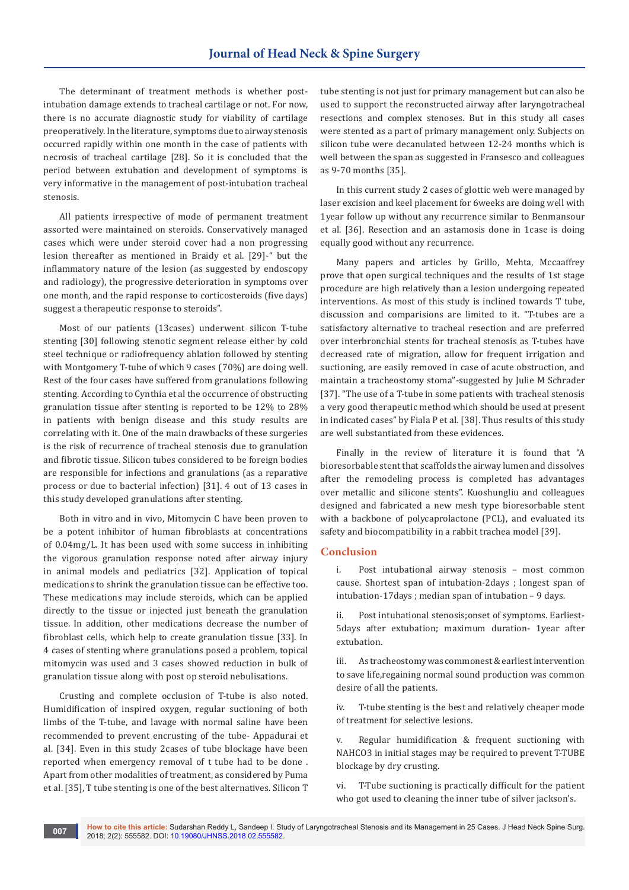The determinant of treatment methods is whether post-intubation damage extends to tracheal cartilage or not. For now, there is no accurate diagnostic study for viability of cartilage preoperatively. In the literature, symptoms due to airway stenosis occurred rapidly within one month in the case of patients with necrosis of tracheal cartilage [28]. So it is concluded that the period between extubation and development of symptoms is very informative in the management of post-intubation tracheal stenosis.

All patients irrespective of mode of permanent treatment assorted were maintained on steroids. Conservatively managed cases which were under steroid cover had a non progressing lesion thereafter as mentioned in Braidy et al. [29]-" but the inflammatory nature of the lesion (as suggested by endoscopy and radiology), the progressive deterioration in symptoms over one month, and the rapid response to corticosteroids (five days) suggest a therapeutic response to steroids".

Most of our patients (13cases) underwent silicon T-tube stenting [30] following stenotic segment release either by cold steel technique or radiofrequency ablation followed by stenting with Montgomery T-tube of which 9 cases (70%) are doing well. Rest of the four cases have suffered from granulations following stenting. According to Cynthia et al the occurrence of obstructing granulation tissue after stenting is reported to be 12% to 28% in patients with benign disease and this study results are correlating with it. One of the main drawbacks of these surgeries is the risk of recurrence of tracheal stenosis due to granulation and fibrotic tissue. Silicon tubes considered to be foreign bodies are responsible for infections and granulations (as a reparative process or due to bacterial infection) [31]. 4 out of 13 cases in this study developed granulations after stenting.

Both in vitro and in vivo, Mitomycin C have been proven to be a potent inhibitor of human fibroblasts at concentrations of 0.04mg/L. It has been used with some success in inhibiting the vigorous granulation response noted after airway injury in animal models and pediatrics [32]. Application of topical medications to shrink the granulation tissue can be effective too. These medications may include steroids, which can be applied directly to the tissue or injected just beneath the granulation tissue. In addition, other medications decrease the number of fibroblast cells, which help to create granulation tissue [33]. In 4 cases of stenting where granulations posed a problem, topical mitomycin was used and 3 cases showed reduction in bulk of granulation tissue along with post op steroid nebulisations.

Crusting and complete occlusion of T-tube is also noted. Humidification of inspired oxygen, regular suctioning of both limbs of the T-tube, and lavage with normal saline have been recommended to prevent encrusting of the tube- Appadurai et al. [34]. Even in this study 2cases of tube blockage have been reported when emergency removal of t tube had to be done . Apart from other modalities of treatment, as considered by Puma et al. [35], T tube stenting is one of the best alternatives. Silicon T tube stenting is not just for primary management but can also be used to support the reconstructed airway after laryngotracheal resections and complex stenoses. But in this study all cases were stented as a part of primary management only. Subjects on silicon tube were decanulated between 12-24 months which is well between the span as suggested in Fransesco and colleagues as 9-70 months [35].

In this current study 2 cases of glottic web were managed by laser excision and keel placement for 6weeks are doing well with 1year follow up without any recurrence similar to Benmansour et al. [36]. Resection and an astamosis done in 1case is doing equally good without any recurrence.

Many papers and articles by Grillo, Mehta, Mccaaffrey prove that open surgical techniques and the results of 1st stage procedure are high relatively than a lesion undergoing repeated interventions. As most of this study is inclined towards T tube, discussion and comparisions are limited to it. "T-tubes are a satisfactory alternative to tracheal resection and are preferred over interbronchial stents for tracheal stenosis as T-tubes have decreased rate of migration, allow for frequent irrigation and suctioning, are easily removed in case of acute obstruction, and maintain a tracheostomy stoma"-suggested by Julie M Schrader [37]. "The use of a T-tube in some patients with tracheal stenosis a very good therapeutic method which should be used at present in indicated cases" by Fiala P et al. [38]. Thus results of this study are well substantiated from these evidences.

Finally in the review of literature it is found that "A bioresorbable stent that scaffolds the airway lumen and dissolves after the remodeling process is completed has advantages over metallic and silicone stents". Kuoshungliu and colleagues designed and fabricated a new mesh type bioresorbable stent with a backbone of polycaprolactone (PCL), and evaluated its safety and biocompatibility in a rabbit trachea model [39].

## Conclusion

i. Post intubational airway stenosis – most common cause. Shortest span of intubation-2days ; longest span of intubation-17days ; median span of intubation – 9 days.

ii. Post intubational stenosis;onset of symptoms. Earliest-5days after extubation; maximum duration- 1year after extubation.

iii. As tracheostomy was commonest & earliest intervention to save life,regaining normal sound production was common desire of all the patients.

iv. T-tube stenting is the best and relatively cheaper mode of treatment for selective lesions.

v. Regular humidification & frequent suctioning with $NAHCO_3$ in initial stages may be required to prevent T-TUBE blockage by dry crusting.

vi. T-Tube suctioning is practically difficult for the patient who got used to cleaning the inner tube of silver jackson's.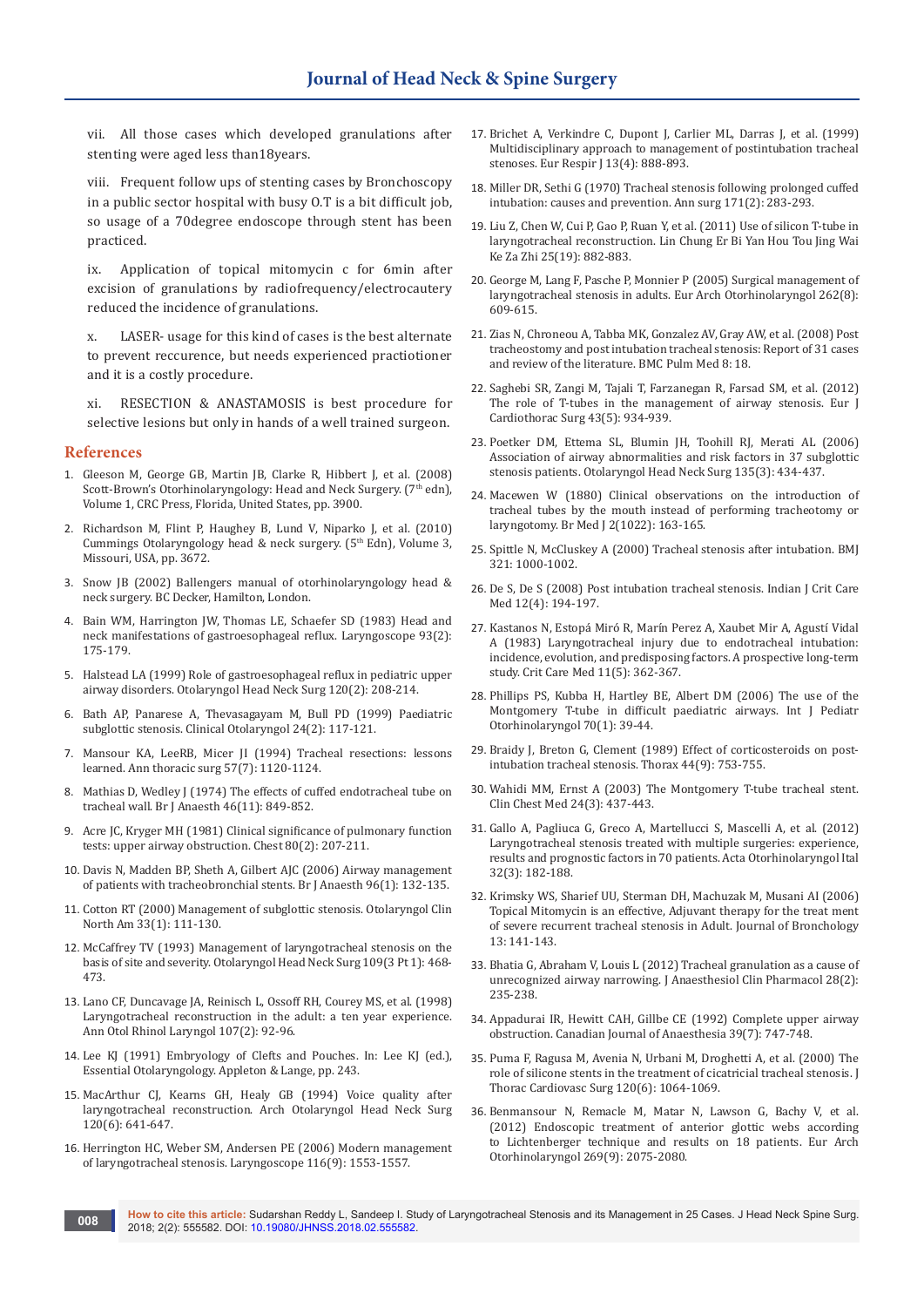vii. All those cases which developed granulations after stenting were aged less than18years.

viii. Frequent follow ups of stenting cases by Bronchoscopy in a public sector hospital with busy O.T is a bit difficult job, so usage of a 70degree endoscope through stent has been practiced.

ix. Application of topical mitomycin c for 6min after excision of granulations by radiofrequency/electrocautery reduced the incidence of granulations.

x. LASER- usage for this kind of cases is the best alternate to prevent reccurence, but needs experienced practiotioner and it is a costly procedure.

xi. RESECTION & ANASTAMOSIS is best procedure for selective lesions but only in hands of a well trained surgeon.

## References

1. Gleeson M, George GB, Martin JB, Clarke R, Hibbert J, et al. (2008) Scott-Brown's Otorhinolaryngology: Head and Neck Surgery. (7th edn), Volume 1, CRC Press, Florida, United States, pp. 3900.
2. Richardson M, Flint P, Haughey B, Lund V, Niparko J, et al. (2010) Cummings Otolaryngology head & neck surgery. (5th Edn), Volume 3, Missouri, USA, pp. 3672.
3. Snow JB (2002) Ballengers manual of otorhinolaryngology head & neck surgery. BC Decker, Hamilton, London.
4. Bain WM, Harrington JW, Thomas LE, Schaefer SD (1983) Head and neck manifestations of gastroesophageal reflux. Laryngoscope 93(2): 175-179.
5. Halstead LA (1999) Role of gastroesophageal reflux in pediatric upper airway disorders. Otolaryngol Head Neck Surg 120(2): 208-214.
6. Bath AP, Panarese A, Thevasagayam M, Bull PD (1999) Paediatric subglottic stenosis. Clinical Otolaryngol 24(2): 117-121.
7. Mansour KA, LeeRB, Micer JI (1994) Tracheal resections: lessons learned. Ann thoracic surg 57(7): 1120-1124.
8. Mathias D, Wedley J (1974) The effects of cuffed endotracheal tube on tracheal wall. Br J Anaesth 46(11): 849-852.
9. Acre JC, Kryger MH (1981) Clinical significance of pulmonary function tests: upper airway obstruction. Chest 80(2): 207-211.
10. Davis N, Madden BP, Sheth A, Gilbert AJC (2006) Airway management of patients with tracheobronchial stents. Br J Anaesth 96(1): 132-135.
11. Cotton RT (2000) Management of subglottic stenosis. Otolaryngol Clin North Am 33(1): 111-130.
12. McCaffrey TV (1993) Management of laryngotracheal stenosis on the basis of site and severity. Otolaryngol Head Neck Surg 109(3 Pt 1): 468-473.
13. Lano CF, Duncavage JA, Reinisch L, Ossoff RH, Courey MS, et al. (1998) Laryngotracheal reconstruction in the adult: a ten year experience. Ann Otol Rhinol Laryngol 107(2): 92-96.
14. Lee KJ (1991) Embryology of Clefts and Pouches. In: Lee KJ (ed.), Essential Otolaryngology. Appleton & Lange, pp. 243.
15. MacArthur CJ, Kearns GH, Healy GB (1994) Voice quality after laryngotracheal reconstruction. Arch Otolaryngol Head Neck Surg 120(6): 641-647.
16. Herrington HC, Weber SM, Andersen PE (2006) Modern management of laryngotracheal stenosis. Laryngoscope 116(9): 1553-1557.
17. Brichet A, Verkindre C, Dupont J, Carlier ML, Darras J, et al. (1999) Multidisciplinary approach to management of postintubation tracheal stenoses. Eur Respir J 13(4): 888-893.
18. Miller DR, Sethi G (1970) Tracheal stenosis following prolonged cuffed intubation: causes and prevention. Ann surg 171(2): 283-293.
19. Liu Z, Chen W, Cui P, Gao P, Ruan Y, et al. (2011) Use of silicon T-tube in laryngotracheal reconstruction. Lin Chung Er Bi Yan Hou Tou Jing Wai Ke Za Zhi 25(19): 882-883.
20. George M, Lang F, Pasche P, Monnier P (2005) Surgical management of laryngotracheal stenosis in adults. Eur Arch Otorhinolaryngol 262(8): 609-615.
21. Zias N, Chroneou A, Tabba MK, Gonzalez AV, Gray AW, et al. (2008) Post tracheostomy and post intubation tracheal stenosis: Report of 31 cases and review of the literature. BMC Pulm Med 8: 18.
22. Saghebi SR, Zangi M, Tajali T, Farzanegan R, Farsad SM, et al. (2012) The role of T-tubes in the management of airway stenosis. Eur J Cardiothorac Surg 43(5): 934-939.
23. Poetker DM, Ettema SL, Blumin JH, Toohill RJ, Merati AL (2006) Association of airway abnormalities and risk factors in 37 subglottic stenosis patients. Otolaryngol Head Neck Surg 135(3): 434-437.
24. Macewen W (1880) Clinical observations on the introduction of tracheal tubes by the mouth instead of performing tracheotomy or laryngotomy. Br Med J 2(1022): 163-165.
25. Spittle N, McCluskey A (2000) Tracheal stenosis after intubation. BMJ 321: 1000-1002.
26. De S, De S (2008) Post intubation tracheal stenosis. Indian J Crit Care Med 12(4): 194-197.
27. Kastanos N, Estopá Miró R, Marín Perez A, Xaubet Mir A, Agustí Vidal A (1983) Laryngotracheal injury due to endotracheal intubation: incidence, evolution, and predisposing factors. A prospective long-term study. Crit Care Med 11(5): 362-367.
28. Phillips PS, Kubba H, Hartley BE, Albert DM (2006) The use of the Montgomery T-tube in difficult paediatric airways. Int J Pediatr Otorhinolaryngol 70(1): 39-44.
29. Braidy J, Breton G, Clement (1989) Effect of corticosteroids on post-intubation tracheal stenosis. Thorax 44(9): 753-755.
30. Wahidi MM, Ernst A (2003) The Montgomery T-tube tracheal stent. Clin Chest Med 24(3): 437-443.
31. Gallo A, Pagliuca G, Greco A, Martellucci S, Mascelli A, et al. (2012) Laryngotracheal stenosis treated with multiple surgeries: experience, results and prognostic factors in 70 patients. Acta Otorhinolaryngol Ital 32(3): 182-188.
32. Krimsky WS, Sharief UU, Sterman DH, Machuzak M, Musani AI (2006) Topical Mitomycin is an effective, Adjuvant therapy for the treat ment of severe recurrent tracheal stenosis in Adult. Journal of Bronchology 13: 141-143.
33. Bhatia G, Abraham V, Louis L (2012) Tracheal granulation as a cause of unrecognized airway narrowing. J Anaesthesiol Clin Pharmacol 28(2): 235-238.
34. Appadurai IR, Hewitt CAH, Gillbe CE (1992) Complete upper airway obstruction. Canadian Journal of Anaesthesia 39(7): 747-748.
35. Puma F, Ragusa M, Avenia N, Urbani M, Droghetti A, et al. (2000) The role of silicone stents in the treatment of cicatricial tracheal stenosis. J Thorac Cardiovasc Surg 120(6): 1064-1069.
36. Benmansour N, Remacle M, Matar N, Lawson G, Bachy V, et al. (2012) Endoscopic treatment of anterior glottic webs according to Lichtenberger technique and results on 18 patients. Eur Arch Otorhinolaryngol 269(9): 2075-2080.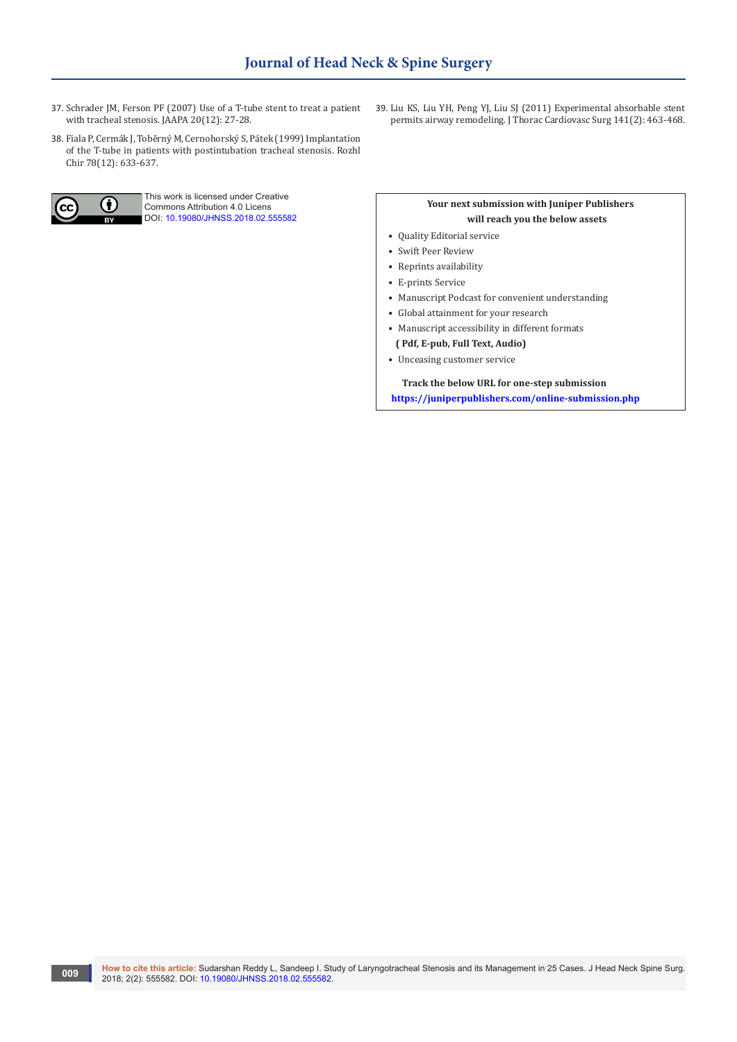37. Schrader JM, Ferson PF (2007) Use of a T-tube stent to treat a patient with tracheal stenosis. JAAPA 20(12): 27-28.

38. Fiala P, Cermák J, Toběrný M, Cernohorský S, Pátek (1999) Implantation of the T-tube in patients with postintubation tracheal stenosis. Rozhl Chir 78(12): 633-637.

39. Liu KS, Liu YH, Peng YJ, Liu SJ (2011) Experimental absorbable stent permits airway remodeling. J Thorac Cardiovasc Surg 141(2): 463-468.

This work is licensed under Creative Commons Attribution 4.0 Licens
DOI: 10.19080/JHNSS.2018.02.555582

**Your next submission with Juniper Publishers will reach you the below assets**

- Quality Editorial service
- Swift Peer Review
- Reprints availability
- E-prints Service
- Manuscript Podcast for convenient understanding
- Global attainment for your research
- Manuscript accessibility in different formats
  **( Pdf, E-pub, Full Text, Audio)**
- Unceasing customer service

**Track the below URL for one-step submission**
**https://juniperpublishers.com/online-submission.php**

**How to cite this article:** Sudarshan Reddy L, Sandeep I. Study of Laryngotracheal Stenosis and its Management in 25 Cases. J Head Neck Spine Surg. 2018; 2(2): 555582. DOI: 10.19080/JHNSS.2018.02.555582.